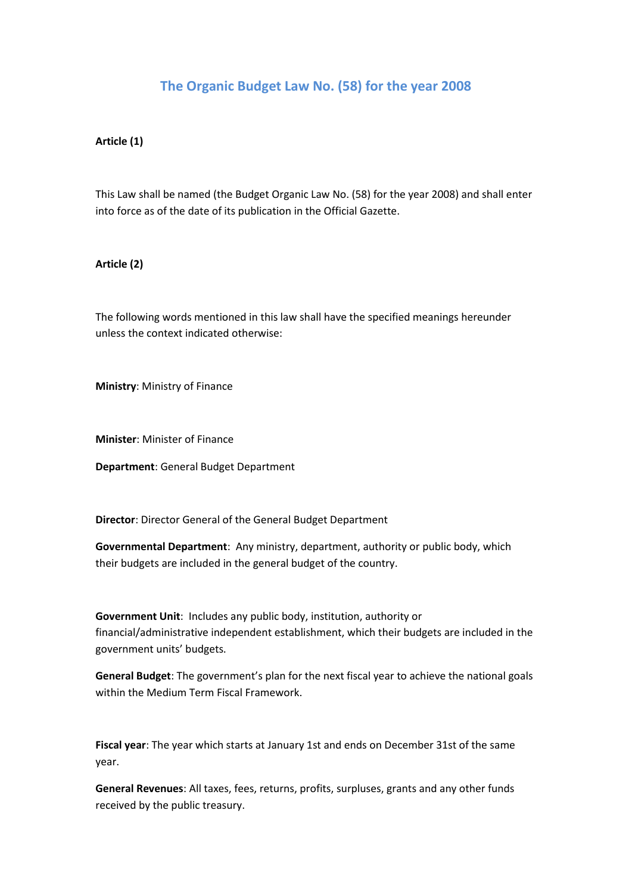# The Organic Budget Law No. (58) for the year 2008

**Article (1)**

This Law shall be named (the Budget Organic Law No. (58) for the year 2008) and shall enter into force as of the date of its publication in the Official Gazette.

**Article (2)**

The following words mentioned in this law shall have the specified meanings hereunder unless the context indicated otherwise:

**Ministry**: Ministry of Finance

**Minister**: Minister of Finance

**Department**: General Budget Department

**Director**: Director General of the General Budget Department

**Governmental Department**: Any ministry, department, authority or public body, which their budgets are included in the general budget of the country.

**Government Unit**: Includes any public body, institution, authority or financial/administrative independent establishment, which their budgets are included in the government units' budgets.

**General Budget**: The government's plan for the next fiscal year to achieve the national goals within the Medium Term Fiscal Framework.

**Fiscal year**: The year which starts at January 1st and ends on December 31st of the same year.

**General Revenues**: All taxes, fees, returns, profits, surpluses, grants and any other funds received by the public treasury.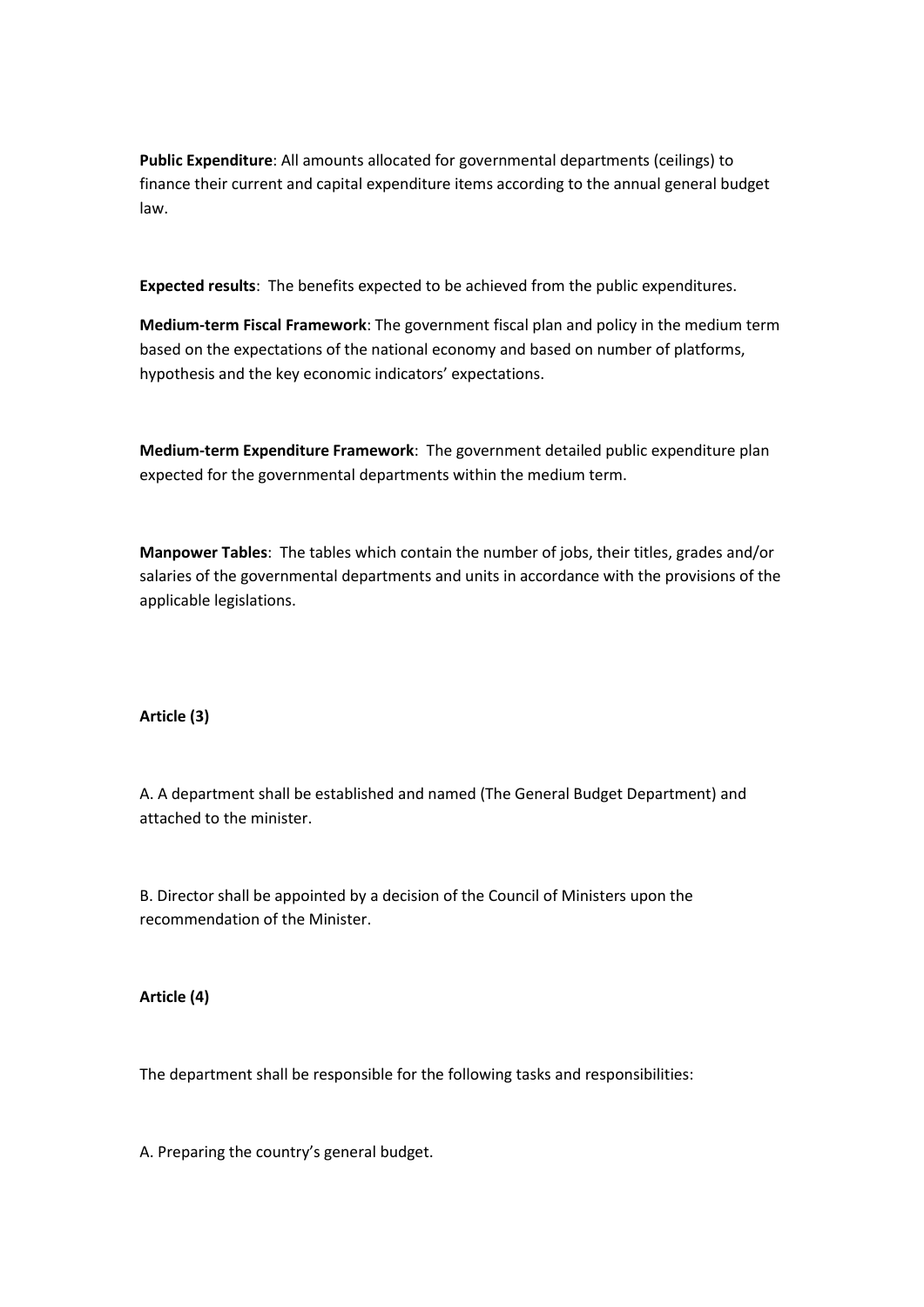**Public Expenditure**: All amounts allocated for governmental departments (ceilings) to finance their current and capital expenditure items according to the annual general budget law.

**Expected results**: The benefits expected to be achieved from the public expenditures.

**Medium-term Fiscal Framework**: The government fiscal plan and policy in the medium term based on the expectations of the national economy and based on number of platforms, hypothesis and the key economic indicators' expectations.

**Medium-term Expenditure Framework**: The government detailed public expenditure plan expected for the governmental departments within the medium term.

**Manpower Tables**: The tables which contain the number of jobs, their titles, grades and/or salaries of the governmental departments and units in accordance with the provisions of the applicable legislations.

**Article (3)**

A. A department shall be established and named (The General Budget Department) and attached to the minister.

B. Director shall be appointed by a decision of the Council of Ministers upon the recommendation of the Minister.

**Article (4)**

The department shall be responsible for the following tasks and responsibilities:

A. Preparing the country's general budget.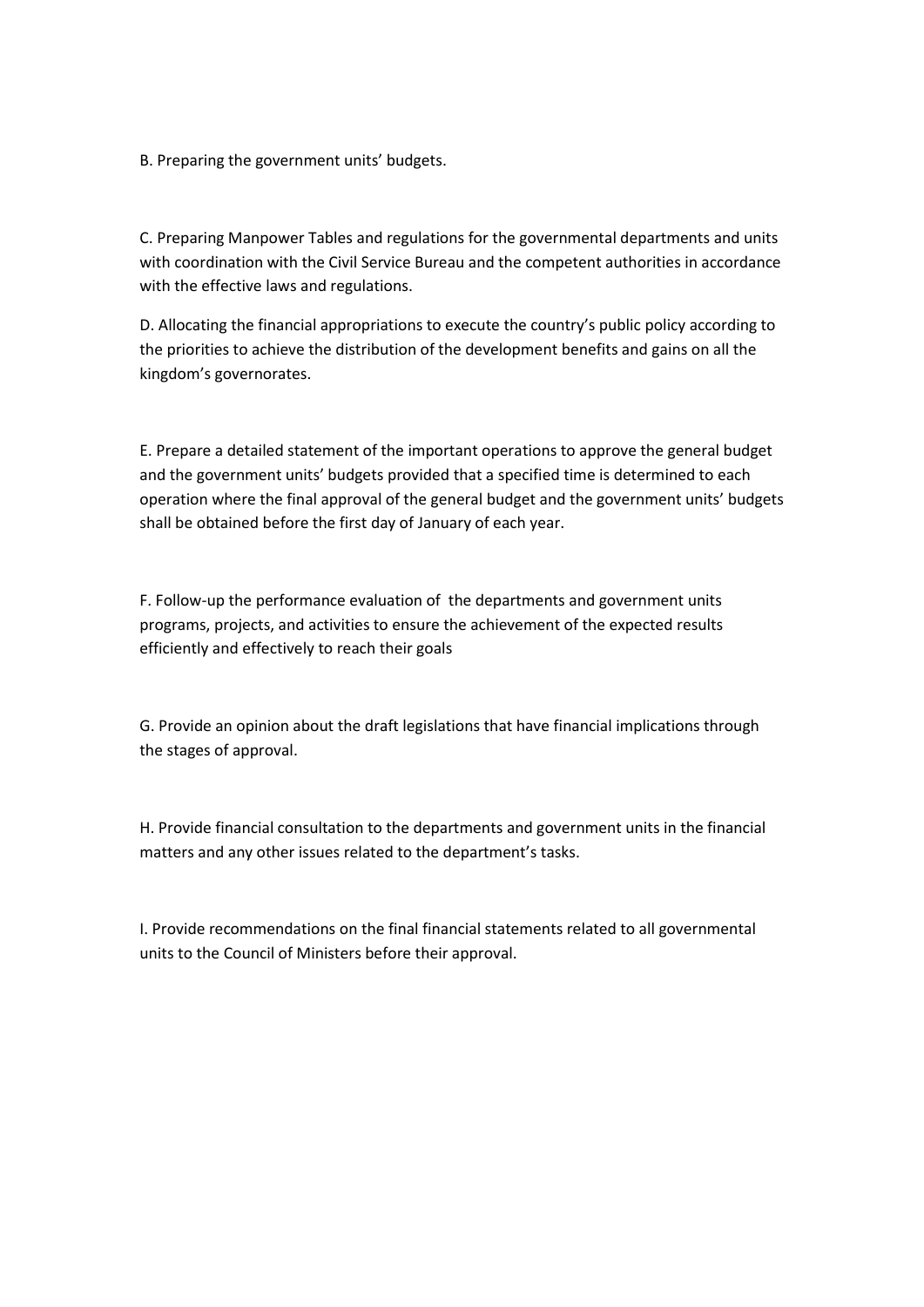B. Preparing the government units' budgets.

C. Preparing Manpower Tables and regulations for the governmental departments and units with coordination with the Civil Service Bureau and the competent authorities in accordance with the effective laws and regulations.

D. Allocating the financial appropriations to execute the country's public policy according to the priorities to achieve the distribution of the development benefits and gains on all the kingdom's governorates.

E. Prepare a detailed statement of the important operations to approve the general budget and the government units' budgets provided that a specified time is determined to each operation where the final approval of the general budget and the government units' budgets shall be obtained before the first day of January of each year.

F. Follow-up the performance evaluation of the departments and government units programs, projects, and activities to ensure the achievement of the expected results efficiently and effectively to reach their goals

G. Provide an opinion about the draft legislations that have financial implications through the stages of approval.

H. Provide financial consultation to the departments and government units in the financial matters and any other issues related to the department's tasks.

I. Provide recommendations on the final financial statements related to all governmental units to the Council of Ministers before their approval.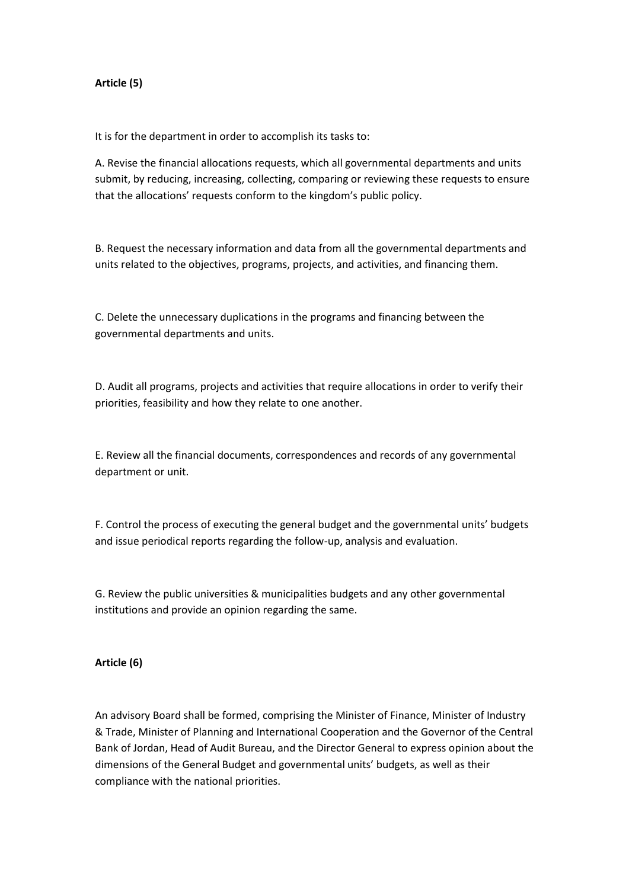**Article (5)**

It is for the department in order to accomplish its tasks to:

A. Revise the financial allocations requests, which all governmental departments and units submit, by reducing, increasing, collecting, comparing or reviewing these requests to ensure that the allocations' requests conform to the kingdom's public policy.

B. Request the necessary information and data from all the governmental departments and units related to the objectives, programs, projects, and activities, and financing them.

C. Delete the unnecessary duplications in the programs and financing between the governmental departments and units.

D. Audit all programs, projects and activities that require allocations in order to verify their priorities, feasibility and how they relate to one another.

E. Review all the financial documents, correspondences and records of any governmental department or unit.

F. Control the process of executing the general budget and the governmental units' budgets and issue periodical reports regarding the follow-up, analysis and evaluation.

G. Review the public universities & municipalities budgets and any other governmental institutions and provide an opinion regarding the same.

**Article (6)**

An advisory Board shall be formed, comprising the Minister of Finance, Minister of Industry & Trade, Minister of Planning and International Cooperation and the Governor of the Central Bank of Jordan, Head of Audit Bureau, and the Director General to express opinion about the dimensions of the General Budget and governmental units' budgets, as well as their compliance with the national priorities.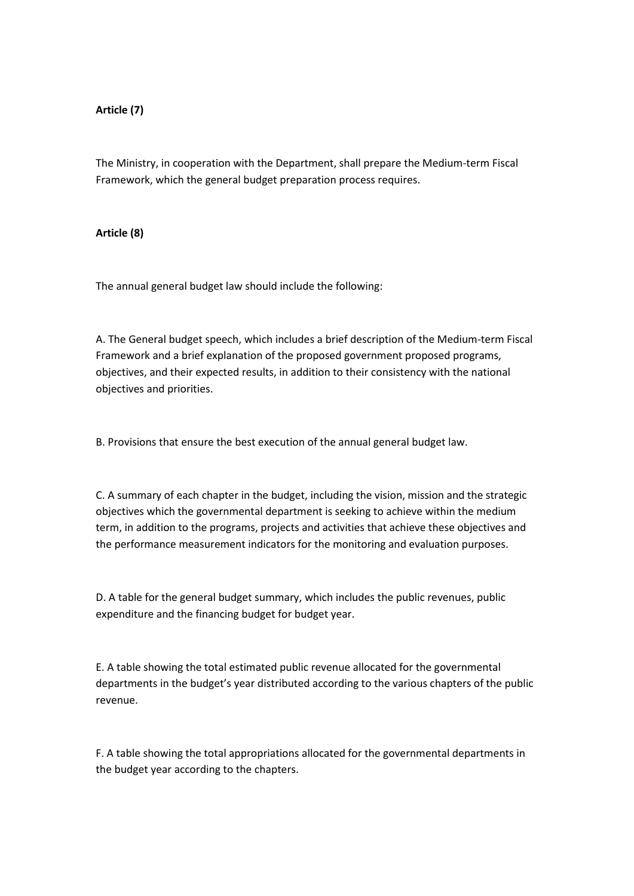**Article (7)**

The Ministry, in cooperation with the Department, shall prepare the Medium-term Fiscal Framework, which the general budget preparation process requires.

**Article (8)**

The annual general budget law should include the following:

A. The General budget speech, which includes a brief description of the Medium-term Fiscal Framework and a brief explanation of the proposed government proposed programs, objectives, and their expected results, in addition to their consistency with the national objectives and priorities.

B. Provisions that ensure the best execution of the annual general budget law.

C. A summary of each chapter in the budget, including the vision, mission and the strategic objectives which the governmental department is seeking to achieve within the medium term, in addition to the programs, projects and activities that achieve these objectives and the performance measurement indicators for the monitoring and evaluation purposes.

D. A table for the general budget summary, which includes the public revenues, public expenditure and the financing budget for budget year.

E. A table showing the total estimated public revenue allocated for the governmental departments in the budget's year distributed according to the various chapters of the public revenue.

F. A table showing the total appropriations allocated for the governmental departments in the budget year according to the chapters.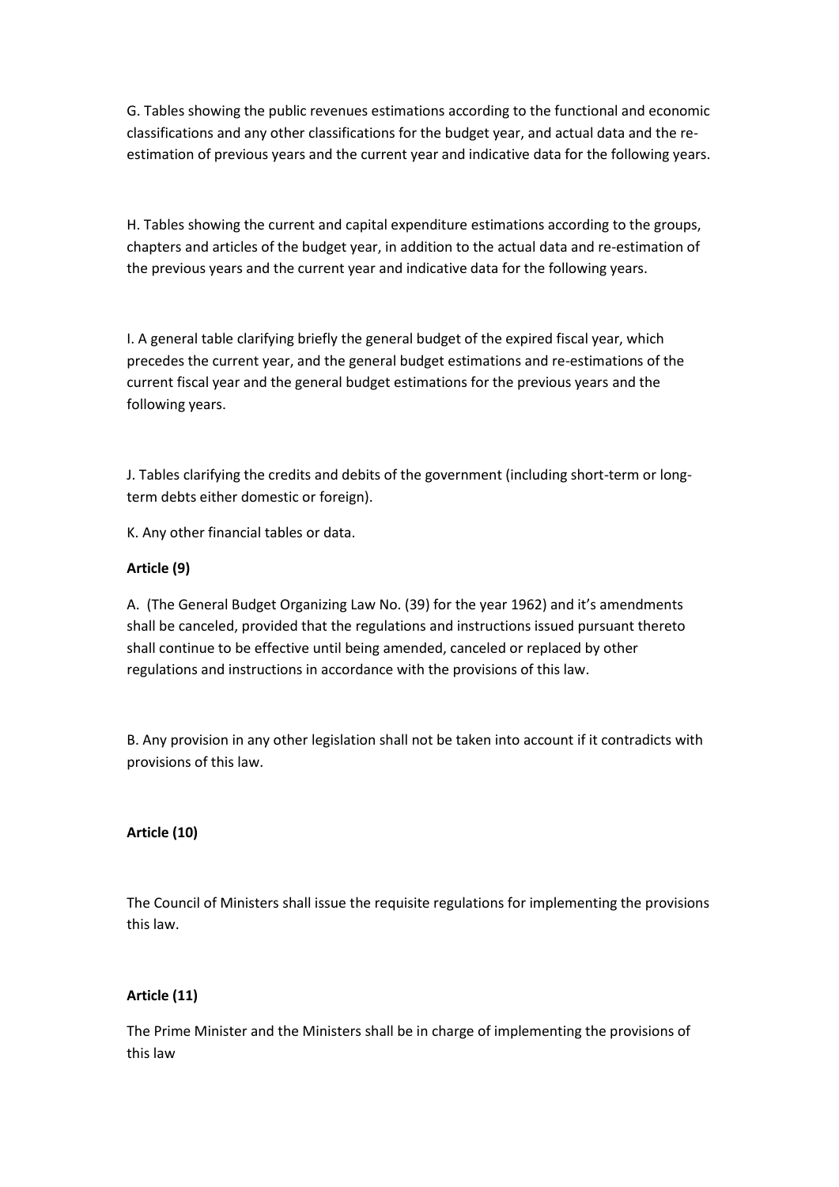G. Tables showing the public revenues estimations according to the functional and economic classifications and any other classifications for the budget year, and actual data and the re-estimation of previous years and the current year and indicative data for the following years.

H. Tables showing the current and capital expenditure estimations according to the groups, chapters and articles of the budget year, in addition to the actual data and re-estimation of the previous years and the current year and indicative data for the following years.

I. A general table clarifying briefly the general budget of the expired fiscal year, which precedes the current year, and the general budget estimations and re-estimations of the current fiscal year and the general budget estimations for the previous years and the following years.

J. Tables clarifying the credits and debits of the government (including short-term or long-term debts either domestic or foreign).

K. Any other financial tables or data.

**Article (9)**

A. (The General Budget Organizing Law No. (39) for the year 1962) and it's amendments shall be canceled, provided that the regulations and instructions issued pursuant thereto shall continue to be effective until being amended, canceled or replaced by other regulations and instructions in accordance with the provisions of this law.

B. Any provision in any other legislation shall not be taken into account if it contradicts with provisions of this law.

**Article (10)**

The Council of Ministers shall issue the requisite regulations for implementing the provisions this law.

**Article (11)**

The Prime Minister and the Ministers shall be in charge of implementing the provisions of this law